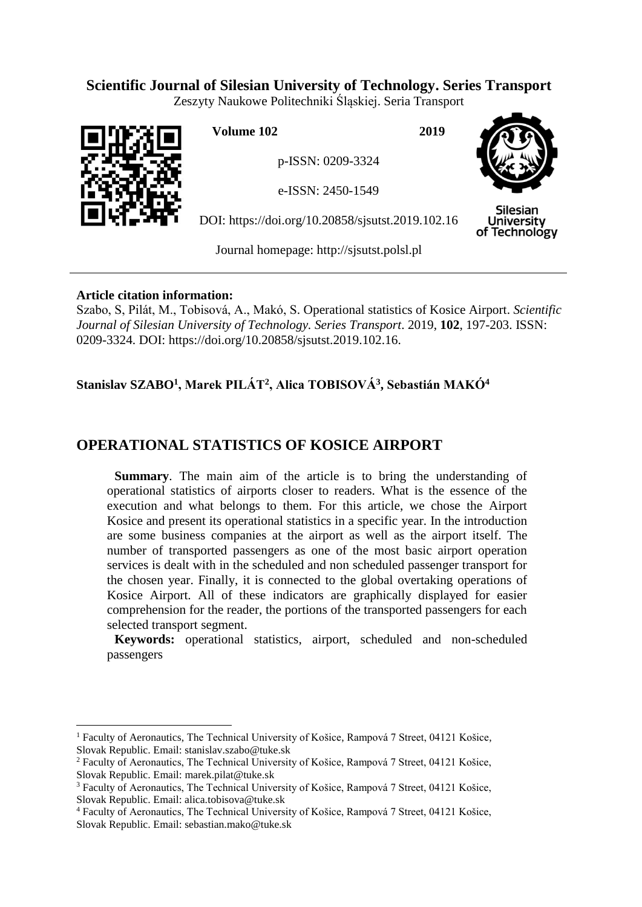**Scientific Journal of Silesian University of Technology. Series Transport**

Zeszyty Naukowe Politechniki Śląskiej. Seria Transport

**Volume 102** **2019**

p-ISSN: 0209-3324

e-ISSN: 2450-1549

DOI: https://doi.org/10.20858/sjsutst.2019.102.16

Journal homepage: http://sjsutst.polsl.pl

---

**Article citation information:**

Szabo, S, Pilát, M., Tobisová, A., Makó, S. Operational statistics of Kosice Airport. *Scientific Journal of Silesian University of Technology. Series Transport*. 2019, **102**, 197-203. ISSN: 0209-3324. DOI: https://doi.org/10.20858/sjsutst.2019.102.16.

**Stanislav SZABO[1], Marek PILÁT[2], Alica TOBISOVÁ[3], Sebastián MAKÓ[4]**

# OPERATIONAL STATISTICS OF KOSICE AIRPORT

**Summary**. The main aim of the article is to bring the understanding of operational statistics of airports closer to readers. What is the essence of the execution and what belongs to them. For this article, we chose the Airport Kosice and present its operational statistics in a specific year. In the introduction are some business companies at the airport as well as the airport itself. The number of transported passengers as one of the most basic airport operation services is dealt with in the scheduled and non scheduled passenger transport for the chosen year. Finally, it is connected to the global overtaking operations of Kosice Airport. All of these indicators are graphically displayed for easier comprehension for the reader, the portions of the transported passengers for each selected transport segment.

**Keywords:** operational statistics, airport, scheduled and non-scheduled passengers

---

[1] Faculty of Aeronautics, The Technical University of Košice, Rampová 7 Street, 04121 Košice, Slovak Republic. Email: stanislav.szabo@tuke.sk

[2] Faculty of Aeronautics, The Technical University of Košice, Rampová 7 Street, 04121 Košice, Slovak Republic. Email: marek.pilat@tuke.sk

[3] Faculty of Aeronautics, The Technical University of Košice, Rampová 7 Street, 04121 Košice, Slovak Republic. Email: alica.tobisova@tuke.sk

[4] Faculty of Aeronautics, The Technical University of Košice, Rampová 7 Street, 04121 Košice, Slovak Republic. Email: sebastian.mako@tuke.sk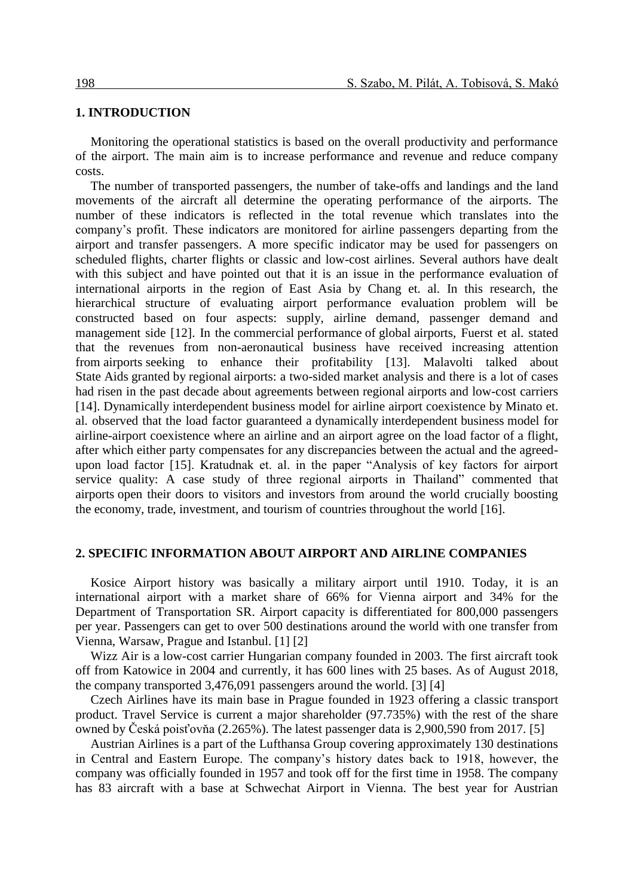## 1. INTRODUCTION

Monitoring the operational statistics is based on the overall productivity and performance of the airport. The main aim is to increase performance and revenue and reduce company costs.

The number of transported passengers, the number of take-offs and landings and the land movements of the aircraft all determine the operating performance of the airports. The number of these indicators is reflected in the total revenue which translates into the company's profit. These indicators are monitored for airline passengers departing from the airport and transfer passengers. A more specific indicator may be used for passengers on scheduled flights, charter flights or classic and low-cost airlines. Several authors have dealt with this subject and have pointed out that it is an issue in the performance evaluation of international airports in the region of East Asia by Chang et. al. In this research, the hierarchical structure of evaluating airport performance evaluation problem will be constructed based on four aspects: supply, airline demand, passenger demand and management side [12]. In the commercial performance of global airports, Fuerst et al. stated that the revenues from non-aeronautical business have received increasing attention from airports seeking to enhance their profitability [13]. Malavolti talked about State Aids granted by regional airports: a two-sided market analysis and there is a lot of cases had risen in the past decade about agreements between regional airports and low-cost carriers [14]. Dynamically interdependent business model for airline airport coexistence by Minato et. al. observed that the load factor guaranteed a dynamically interdependent business model for airline-airport coexistence where an airline and an airport agree on the load factor of a flight, after which either party compensates for any discrepancies between the actual and the agreed-upon load factor [15]. Kratudnak et. al. in the paper "Analysis of key factors for airport service quality: A case study of three regional airports in Thailand" commented that airports open their doors to visitors and investors from around the world crucially boosting the economy, trade, investment, and tourism of countries throughout the world [16].

## 2. SPECIFIC INFORMATION ABOUT AIRPORT AND AIRLINE COMPANIES

Kosice Airport history was basically a military airport until 1910. Today, it is an international airport with a market share of 66% for Vienna airport and 34% for the Department of Transportation SR. Airport capacity is differentiated for 800,000 passengers per year. Passengers can get to over 500 destinations around the world with one transfer from Vienna, Warsaw, Prague and Istanbul. [1] [2]

Wizz Air is a low-cost carrier Hungarian company founded in 2003. The first aircraft took off from Katowice in 2004 and currently, it has 600 lines with 25 bases. As of August 2018, the company transported 3,476,091 passengers around the world. [3] [4]

Czech Airlines have its main base in Prague founded in 1923 offering a classic transport product. Travel Service is current a major shareholder (97.735%) with the rest of the share owned by Česká poisťovňa (2.265%). The latest passenger data is 2,900,590 from 2017. [5]

Austrian Airlines is a part of the Lufthansa Group covering approximately 130 destinations in Central and Eastern Europe. The company's history dates back to 1918, however, the company was officially founded in 1957 and took off for the first time in 1958. The company has 83 aircraft with a base at Schwechat Airport in Vienna. The best year for Austrian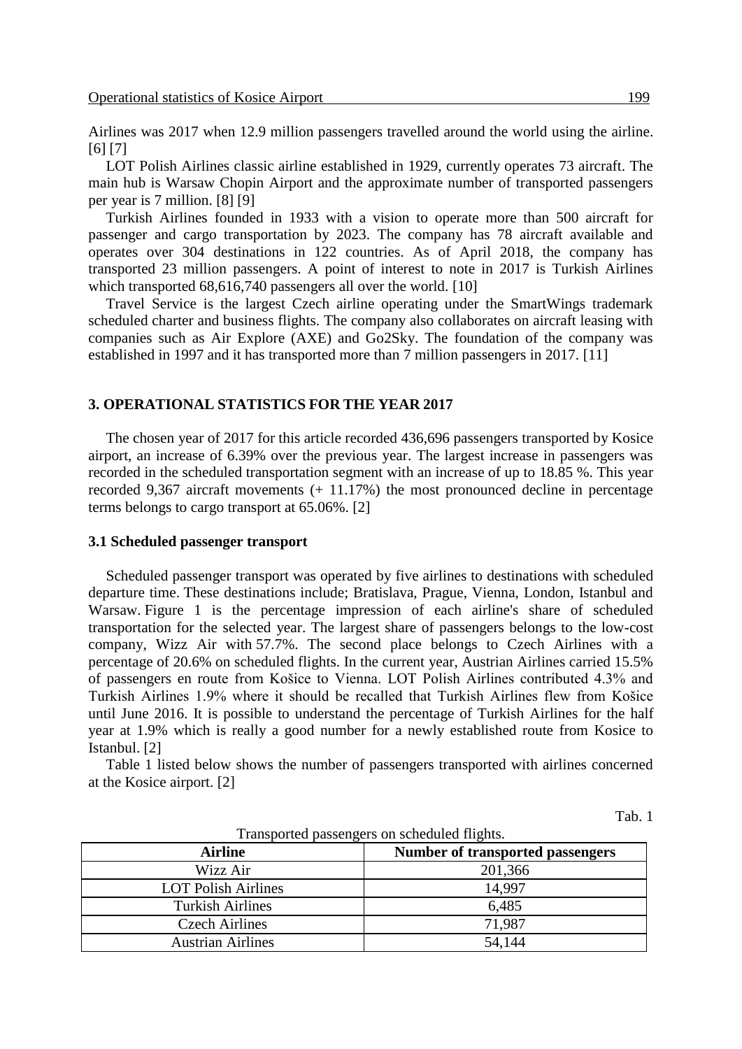Airlines was 2017 when 12.9 million passengers travelled around the world using the airline. [6] [7]

LOT Polish Airlines classic airline established in 1929, currently operates 73 aircraft. The main hub is Warsaw Chopin Airport and the approximate number of transported passengers per year is 7 million. [8] [9]

Turkish Airlines founded in 1933 with a vision to operate more than 500 aircraft for passenger and cargo transportation by 2023. The company has 78 aircraft available and operates over 304 destinations in 122 countries. As of April 2018, the company has transported 23 million passengers. A point of interest to note in 2017 is Turkish Airlines which transported 68,616,740 passengers all over the world. [10]

Travel Service is the largest Czech airline operating under the SmartWings trademark scheduled charter and business flights. The company also collaborates on aircraft leasing with companies such as Air Explore (AXE) and Go2Sky. The foundation of the company was established in 1997 and it has transported more than 7 million passengers in 2017. [11]

## 3. OPERATIONAL STATISTICS FOR THE YEAR 2017

The chosen year of 2017 for this article recorded 436,696 passengers transported by Kosice airport, an increase of 6.39% over the previous year. The largest increase in passengers was recorded in the scheduled transportation segment with an increase of up to 18.85 %. This year recorded 9,367 aircraft movements (+ 11.17%) the most pronounced decline in percentage terms belongs to cargo transport at 65.06%. [2]

### 3.1 Scheduled passenger transport

Scheduled passenger transport was operated by five airlines to destinations with scheduled departure time. These destinations include; Bratislava, Prague, Vienna, London, Istanbul and Warsaw. Figure 1 is the percentage impression of each airline's share of scheduled transportation for the selected year. The largest share of passengers belongs to the low-cost company, Wizz Air with 57.7%. The second place belongs to Czech Airlines with a percentage of 20.6% on scheduled flights. In the current year, Austrian Airlines carried 15.5% of passengers en route from Košice to Vienna. LOT Polish Airlines contributed 4.3% and Turkish Airlines 1.9% where it should be recalled that Turkish Airlines flew from Košice until June 2016. It is possible to understand the percentage of Turkish Airlines for the half year at 1.9% which is really a good number for a newly established route from Kosice to Istanbul. [2]

Table 1 listed below shows the number of passengers transported with airlines concerned at the Kosice airport. [2]

Tab. 1

Transported passengers on scheduled flights.

| Airline | Number of transported passengers |
|---|---|
| Wizz Air | 201,366 |
| LOT Polish Airlines | 14,997 |
| Turkish Airlines | 6,485 |
| Czech Airlines | 71,987 |
| Austrian Airlines | 54,144 |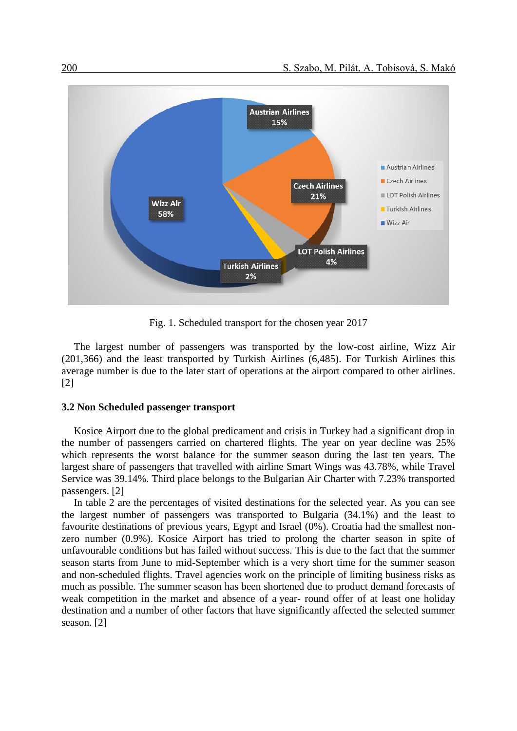Fig. 1. Scheduled transport for the chosen year 2017

The largest number of passengers was transported by the low-cost airline, Wizz Air (201,366) and the least transported by Turkish Airlines (6,485). For Turkish Airlines this average number is due to the later start of operations at the airport compared to other airlines. [2]

### 3.2 Non Scheduled passenger transport

Kosice Airport due to the global predicament and crisis in Turkey had a significant drop in the number of passengers carried on chartered flights. The year on year decline was 25% which represents the worst balance for the summer season during the last ten years. The largest share of passengers that travelled with airline Smart Wings was 43.78%, while Travel Service was 39.14%. Third place belongs to the Bulgarian Air Charter with 7.23% transported passengers. [2]

In table 2 are the percentages of visited destinations for the selected year. As you can see the largest number of passengers was transported to Bulgaria (34.1%) and the least to favourite destinations of previous years, Egypt and Israel (0%). Croatia had the smallest non-zero number (0.9%). Kosice Airport has tried to prolong the charter season in spite of unfavourable conditions but has failed without success. This is due to the fact that the summer season starts from June to mid-September which is a very short time for the summer season and non-scheduled flights. Travel agencies work on the principle of limiting business risks as much as possible. The summer season has been shortened due to product demand forecasts of weak competition in the market and absence of a year- round offer of at least one holiday destination and a number of other factors that have significantly affected the selected summer season. [2]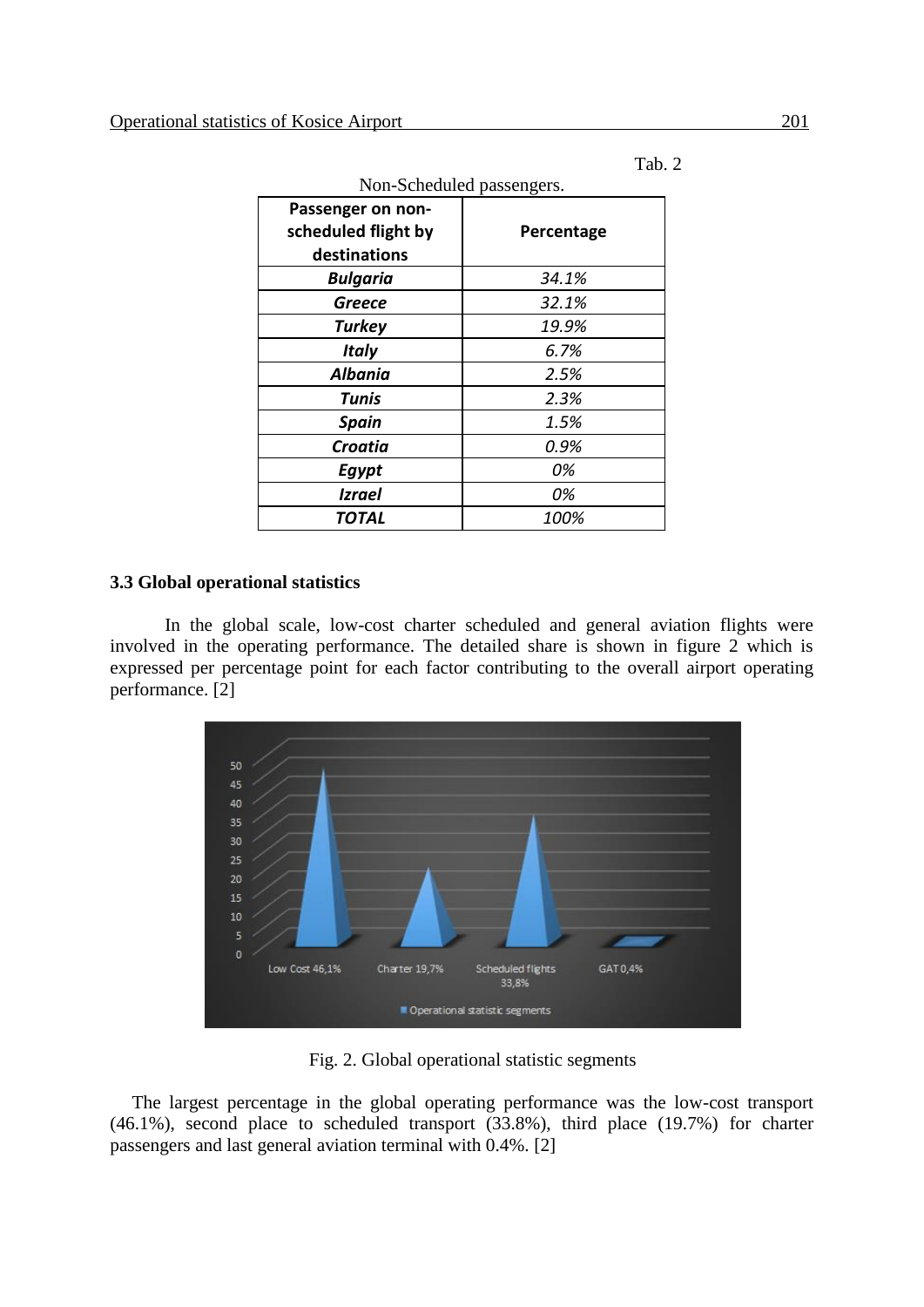Tab. 2

Non-Scheduled passengers.

| Passenger on non-scheduled flight by destinations | Percentage |
|---|---|
| ***Bulgaria*** | *34.1%* |
| ***Greece*** | *32.1%* |
| ***Turkey*** | *19.9%* |
| ***Italy*** | *6.7%* |
| ***Albania*** | *2.5%* |
| ***Tunis*** | *2.3%* |
| ***Spain*** | *1.5%* |
| ***Croatia*** | *0.9%* |
| ***Egypt*** | *0%* |
| ***Izrael*** | *0%* |
| ***TOTAL*** | *100%* |

### 3.3 Global operational statistics

In the global scale, low-cost charter scheduled and general aviation flights were involved in the operating performance. The detailed share is shown in figure 2 which is expressed per percentage point for each factor contributing to the overall airport operating performance. [2]

Fig. 2. Global operational statistic segments

The largest percentage in the global operating performance was the low-cost transport (46.1%), second place to scheduled transport (33.8%), third place (19.7%) for charter passengers and last general aviation terminal with 0.4%. [2]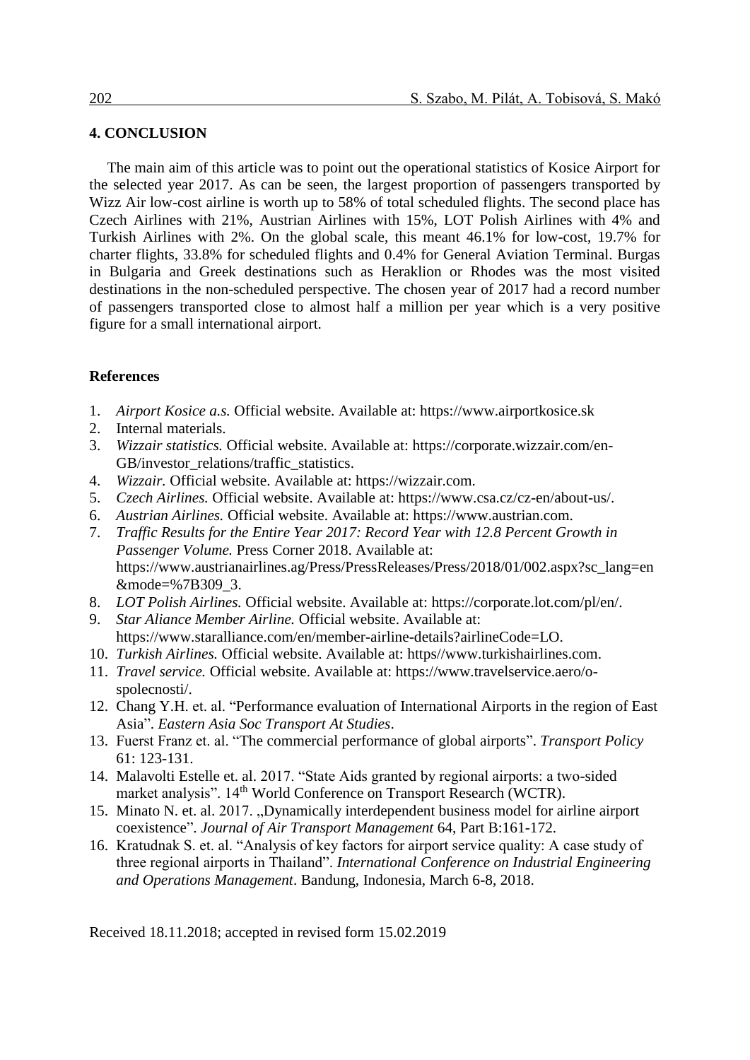## 4. CONCLUSION

The main aim of this article was to point out the operational statistics of Kosice Airport for the selected year 2017. As can be seen, the largest proportion of passengers transported by Wizz Air low-cost airline is worth up to 58% of total scheduled flights. The second place has Czech Airlines with 21%, Austrian Airlines with 15%, LOT Polish Airlines with 4% and Turkish Airlines with 2%. On the global scale, this meant 46.1% for low-cost, 19.7% for charter flights, 33.8% for scheduled flights and 0.4% for General Aviation Terminal. Burgas in Bulgaria and Greek destinations such as Heraklion or Rhodes was the most visited destinations in the non-scheduled perspective. The chosen year of 2017 had a record number of passengers transported close to almost half a million per year which is a very positive figure for a small international airport.

### References

1. *Airport Kosice a.s.* Official website. Available at: https://www.airportkosice.sk
2. Internal materials.
3. *Wizzair statistics.* Official website. Available at: https://corporate.wizzair.com/en-GB/investor_relations/traffic_statistics.
4. *Wizzair.* Official website. Available at: https://wizzair.com.
5. *Czech Airlines.* Official website. Available at: https://www.csa.cz/cz-en/about-us/.
6. *Austrian Airlines.* Official website. Available at: https://www.austrian.com.
7. *Traffic Results for the Entire Year 2017: Record Year with 12.8 Percent Growth in Passenger Volume.* Press Corner 2018. Available at: https://www.austrianairlines.ag/Press/PressReleases/Press/2018/01/002.aspx?sc_lang=en&mode=%7B309_3.
8. *LOT Polish Airlines.* Official website. Available at: https://corporate.lot.com/pl/en/.
9. *Star Aliance Member Airline.* Official website. Available at: https://www.staralliance.com/en/member-airline-details?airlineCode=LO.
10. *Turkish Airlines.* Official website. Available at: https//www.turkishairlines.com.
11. *Travel service.* Official website. Available at: https://www.travelservice.aero/o-spolecnosti/.
12. Chang Y.H. et. al. "Performance evaluation of International Airports in the region of East Asia". *Eastern Asia Soc Transport At Studies*.
13. Fuerst Franz et. al. "The commercial performance of global airports". *Transport Policy* 61: 123-131.
14. Malavolti Estelle et. al. 2017. "State Aids granted by regional airports: a two-sided market analysis". 14th World Conference on Transport Research (WCTR).
15. Minato N. et. al. 2017. „Dynamically interdependent business model for airline airport coexistence". *Journal of Air Transport Management* 64, Part B:161-172.
16. Kratudnak S. et. al. "Analysis of key factors for airport service quality: A case study of three regional airports in Thailand". *International Conference on Industrial Engineering and Operations Management*. Bandung, Indonesia, March 6-8, 2018.

Received 18.11.2018; accepted in revised form 15.02.2019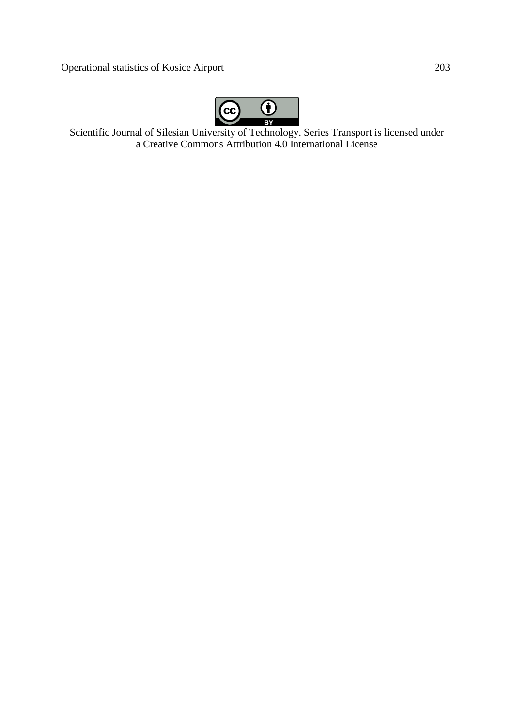Scientific Journal of Silesian University of Technology. Series Transport is licensed under a Creative Commons Attribution 4.0 International License